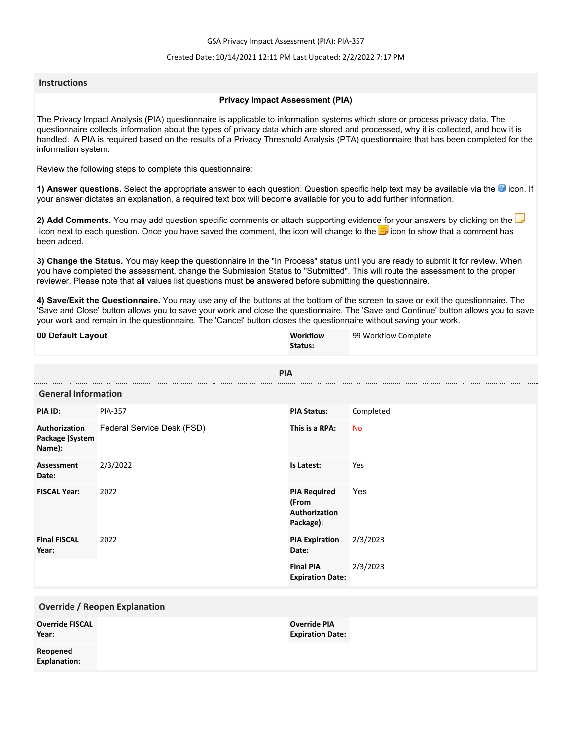GSA Privacy Impact Assessment (PIA): PIA-357

Created Date: 10/14/2021 12:11 PM Last Updated: 2/2/2022 7:17 PM

## Instructions

### Privacy Impact Assessment (PIA)

The Privacy Impact Analysis (PIA) questionnaire is applicable to information systems which store or process privacy data. The questionnaire collects information about the types of privacy data which are stored and processed, why it is collected, and how it is handled. A PIA is required based on the results of a Privacy Threshold Analysis (PTA) questionnaire that has been completed for the information system.

Review the following steps to complete this questionnaire:

**1) Answer questions.** Select the appropriate answer to each question. Question specific help text may be available via the icon. If your answer dictates an explanation, a required text box will become available for you to add further information.

**2) Add Comments.** You may add question specific comments or attach supporting evidence for your answers by clicking on the icon next to each question. Once you have saved the comment, the icon will change to the icon to show that a comment has been added.

**3) Change the Status.** You may keep the questionnaire in the "In Process" status until you are ready to submit it for review. When you have completed the assessment, change the Submission Status to "Submitted". This will route the assessment to the proper reviewer. Please note that all values list questions must be answered before submitting the questionnaire.

**4) Save/Exit the Questionnaire.** You may use any of the buttons at the bottom of the screen to save or exit the questionnaire. The 'Save and Close' button allows you to save your work and close the questionnaire. The 'Save and Continue' button allows you to save your work and remain in the questionnaire. The 'Cancel' button closes the questionnaire without saving your work.

| **00 Default Layout** | **Workflow Status:** | 99 Workflow Complete |
|---|---|---|

## PIA

### General Information

| | | | |
|---|---|---|---|
| **PIA ID:** | PIA-357 | **PIA Status:** | Completed |
| **Authorization Package (System Name):** | Federal Service Desk (FSD) | **This is a RPA:** | No |
| **Assessment Date:** | 2/3/2022 | **Is Latest:** | Yes |
| **FISCAL Year:** | 2022 | **PIA Required (From Authorization Package):** | Yes |
| **Final FISCAL Year:** | 2022 | **PIA Expiration Date:** | 2/3/2023 |
| | | **Final PIA Expiration Date:** | 2/3/2023 |

### Override / Reopen Explanation

| | | | |
|---|---|---|---|
| **Override FISCAL Year:** | | **Override PIA Expiration Date:** | |
| **Reopened Explanation:** | | | |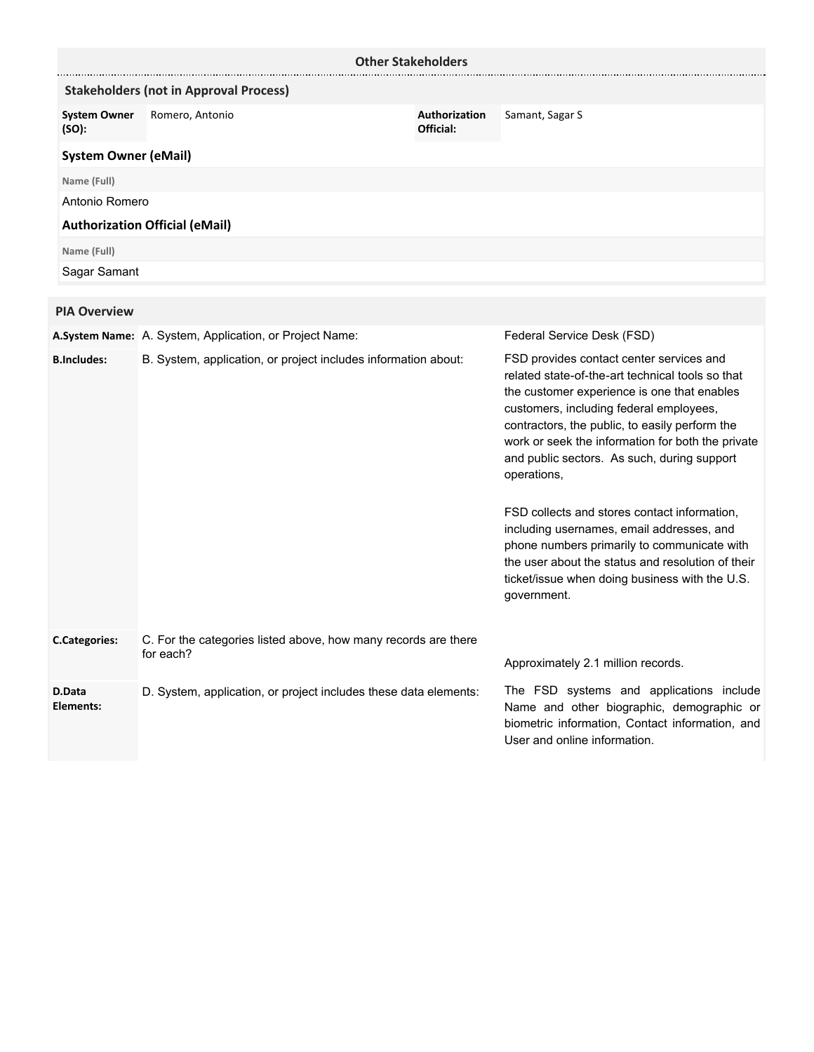## Other Stakeholders

### Stakeholders (not in Approval Process)

| System Owner (SO): | Romero, Antonio | Authorization Official: | Samant, Sagar S |
|---|---|---|---|

**System Owner (eMail)**

| Name (Full) |
|---|
| Antonio Romero |

**Authorization Official (eMail)**

| Name (Full) |
|---|
| Sagar Samant |

## PIA Overview

| | | |
|---|---|---|
| **A.System Name:** | A. System, Application, or Project Name: | Federal Service Desk (FSD) |
| **B.Includes:** | B. System, application, or project includes information about: | FSD provides contact center services and related state-of-the-art technical tools so that the customer experience is one that enables customers, including federal employees, contractors, the public, to easily perform the work or seek the information for both the private and public sectors. As such, during support operations,<br><br>FSD collects and stores contact information, including usernames, email addresses, and phone numbers primarily to communicate with the user about the status and resolution of their ticket/issue when doing business with the U.S. government. |
| **C.Categories:** | C. For the categories listed above, how many records are there for each? | Approximately 2.1 million records. |
| **D.Data Elements:** | D. System, application, or project includes these data elements: | The FSD systems and applications include Name and other biographic, demographic or biometric information, Contact information, and User and online information. |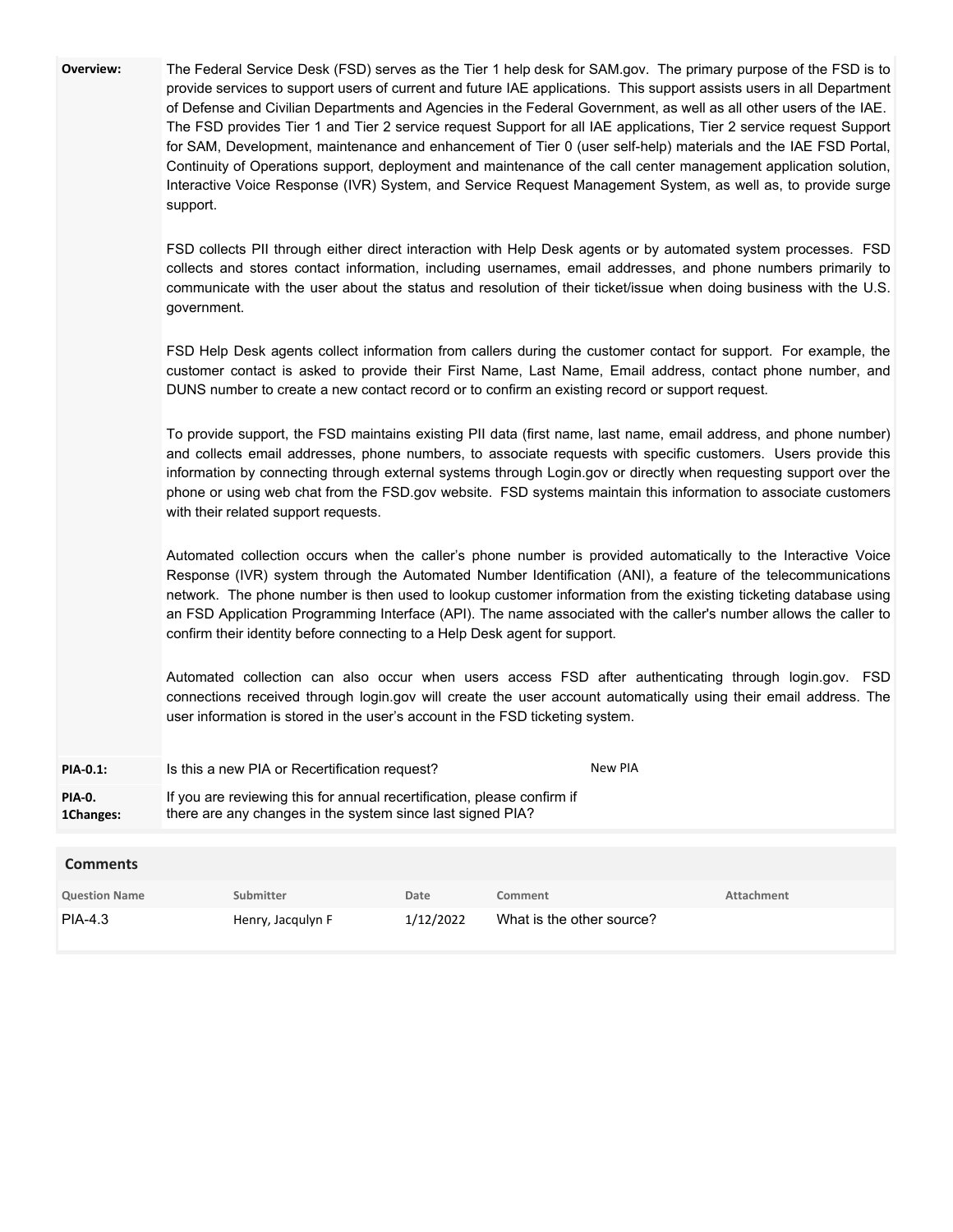**Overview:**

The Federal Service Desk (FSD) serves as the Tier 1 help desk for SAM.gov. The primary purpose of the FSD is to provide services to support users of current and future IAE applications. This support assists users in all Department of Defense and Civilian Departments and Agencies in the Federal Government, as well as all other users of the IAE. The FSD provides Tier 1 and Tier 2 service request Support for all IAE applications, Tier 2 service request Support for SAM, Development, maintenance and enhancement of Tier 0 (user self-help) materials and the IAE FSD Portal, Continuity of Operations support, deployment and maintenance of the call center management application solution, Interactive Voice Response (IVR) System, and Service Request Management System, as well as, to provide surge support.

FSD collects PII through either direct interaction with Help Desk agents or by automated system processes. FSD collects and stores contact information, including usernames, email addresses, and phone numbers primarily to communicate with the user about the status and resolution of their ticket/issue when doing business with the U.S. government.

FSD Help Desk agents collect information from callers during the customer contact for support. For example, the customer contact is asked to provide their First Name, Last Name, Email address, contact phone number, and DUNS number to create a new contact record or to confirm an existing record or support request.

To provide support, the FSD maintains existing PII data (first name, last name, email address, and phone number) and collects email addresses, phone numbers, to associate requests with specific customers. Users provide this information by connecting through external systems through Login.gov or directly when requesting support over the phone or using web chat from the FSD.gov website. FSD systems maintain this information to associate customers with their related support requests.

Automated collection occurs when the caller's phone number is provided automatically to the Interactive Voice Response (IVR) system through the Automated Number Identification (ANI), a feature of the telecommunications network. The phone number is then used to lookup customer information from the existing ticketing database using an FSD Application Programming Interface (API). The name associated with the caller's number allows the caller to confirm their identity before connecting to a Help Desk agent for support.

Automated collection can also occur when users access FSD after authenticating through login.gov. FSD connections received through login.gov will create the user account automatically using their email address. The user information is stored in the user's account in the FSD ticketing system.

| | | |
|---|---|---|
| **PIA-0.1:** | Is this a new PIA or Recertification request? | New PIA |
| **PIA-0. 1Changes:** | If you are reviewing this for annual recertification, please confirm if there are any changes in the system since last signed PIA? | |

## Comments

| Question Name | Submitter | Date | Comment | Attachment |
|---|---|---|---|---|
| PIA-4.3 | Henry, Jacqulyn F | 1/12/2022 | What is the other source? | |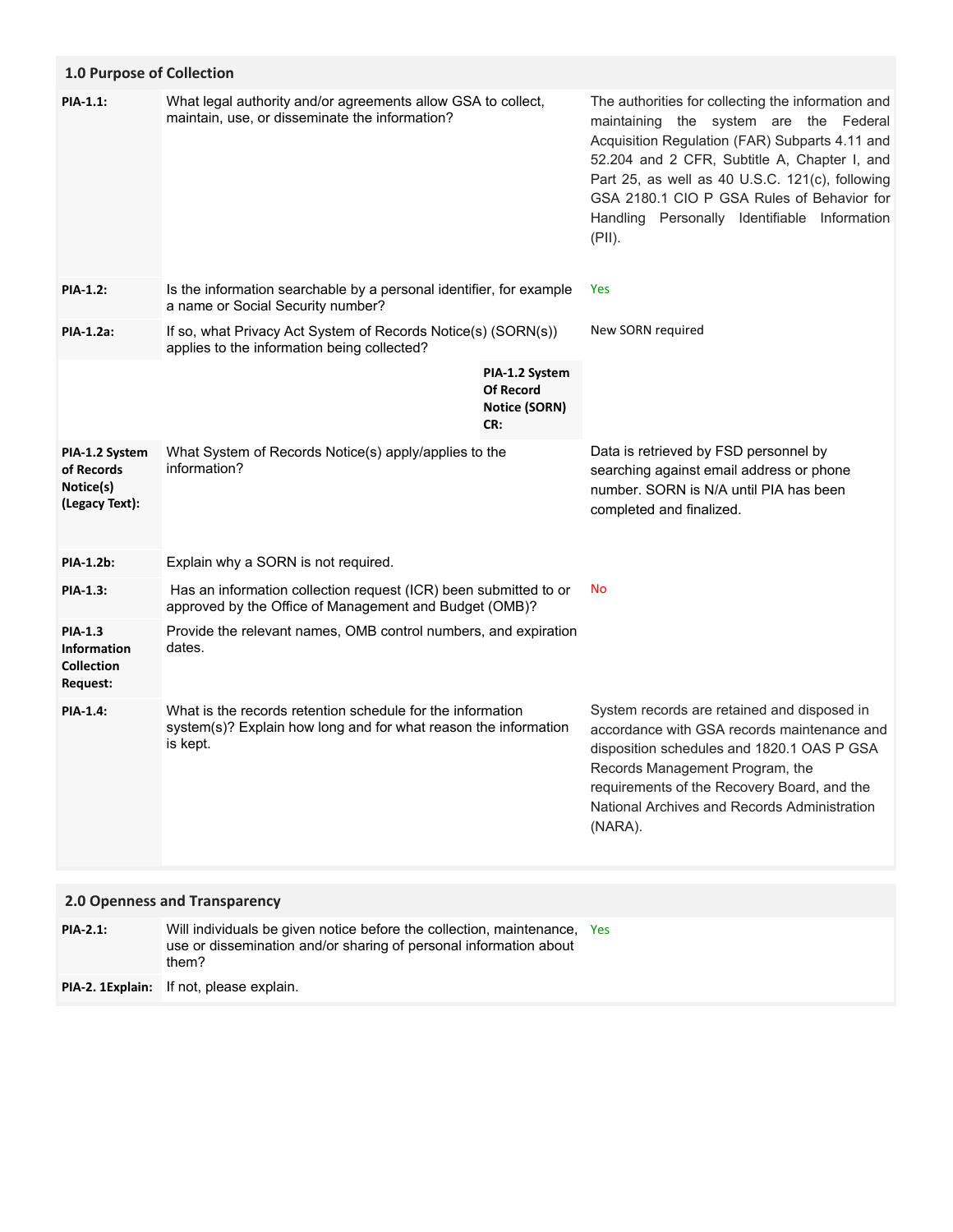## 1.0 Purpose of Collection

| | | |
|---|---|---|
| **PIA-1.1:** | What legal authority and/or agreements allow GSA to collect, maintain, use, or disseminate the information? | The authorities for collecting the information and maintaining the system are the Federal Acquisition Regulation (FAR) Subparts 4.11 and 52.204 and 2 CFR, Subtitle A, Chapter I, and Part 25, as well as 40 U.S.C. 121(c), following GSA 2180.1 CIO P GSA Rules of Behavior for Handling Personally Identifiable Information (PII). |
| **PIA-1.2:** | Is the information searchable by a personal identifier, for example a name or Social Security number? | Yes |
| **PIA-1.2a:** | If so, what Privacy Act System of Records Notice(s) (SORN(s)) applies to the information being collected? | New SORN required |
| | **PIA-1.2 System Of Record Notice (SORN) CR:** | |
| **PIA-1.2 System of Records Notice(s) (Legacy Text):** | What System of Records Notice(s) apply/applies to the information? | Data is retrieved by FSD personnel by searching against email address or phone number. SORN is N/A until PIA has been completed and finalized. |
| **PIA-1.2b:** | Explain why a SORN is not required. | |
| **PIA-1.3:** | Has an information collection request (ICR) been submitted to or approved by the Office of Management and Budget (OMB)? | No |
| **PIA-1.3 Information Collection Request:** | Provide the relevant names, OMB control numbers, and expiration dates. | |
| **PIA-1.4:** | What is the records retention schedule for the information system(s)? Explain how long and for what reason the information is kept. | System records are retained and disposed in accordance with GSA records maintenance and disposition schedules and 1820.1 OAS P GSA Records Management Program, the requirements of the Recovery Board, and the National Archives and Records Administration (NARA). |

## 2.0 Openness and Transparency

| | | |
|---|---|---|
| **PIA-2.1:** | Will individuals be given notice before the collection, maintenance, use or dissemination and/or sharing of personal information about them? | Yes |
| **PIA-2. 1Explain:** | If not, please explain. | |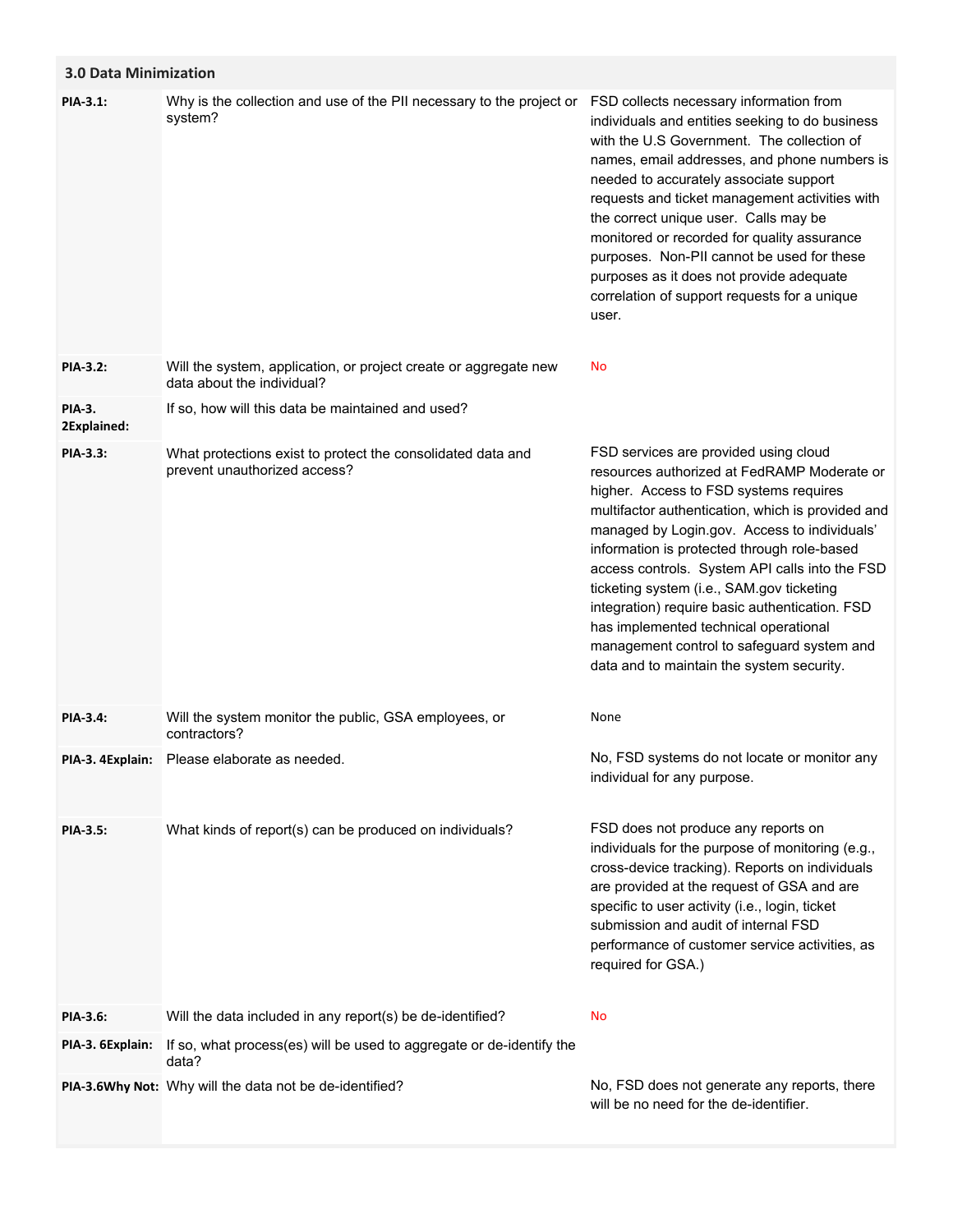## 3.0 Data Minimization

| | | |
|---|---|---|
| **PIA-3.1:** | Why is the collection and use of the PII necessary to the project or system? | FSD collects necessary information from individuals and entities seeking to do business with the U.S Government. The collection of names, email addresses, and phone numbers is needed to accurately associate support requests and ticket management activities with the correct unique user. Calls may be monitored or recorded for quality assurance purposes. Non-PII cannot be used for these purposes as it does not provide adequate correlation of support requests for a unique user. |
| **PIA-3.2:** | Will the system, application, or project create or aggregate new data about the individual? | No |
| **PIA-3. 2Explained:** | If so, how will this data be maintained and used? | |
| **PIA-3.3:** | What protections exist to protect the consolidated data and prevent unauthorized access? | FSD services are provided using cloud resources authorized at FedRAMP Moderate or higher. Access to FSD systems requires multifactor authentication, which is provided and managed by Login.gov. Access to individuals' information is protected through role-based access controls. System API calls into the FSD ticketing system (i.e., SAM.gov ticketing integration) require basic authentication. FSD has implemented technical operational management control to safeguard system and data and to maintain the system security. |
| **PIA-3.4:** | Will the system monitor the public, GSA employees, or contractors? | None |
| **PIA-3. 4Explain:** | Please elaborate as needed. | No, FSD systems do not locate or monitor any individual for any purpose. |
| **PIA-3.5:** | What kinds of report(s) can be produced on individuals? | FSD does not produce any reports on individuals for the purpose of monitoring (e.g., cross-device tracking). Reports on individuals are provided at the request of GSA and are specific to user activity (i.e., login, ticket submission and audit of internal FSD performance of customer service activities, as required for GSA.) |
| **PIA-3.6:** | Will the data included in any report(s) be de-identified? | No |
| **PIA-3. 6Explain:** | If so, what process(es) will be used to aggregate or de-identify the data? | |
| **PIA-3.6Why Not:** | Why will the data not be de-identified? | No, FSD does not generate any reports, there will be no need for the de-identifier. |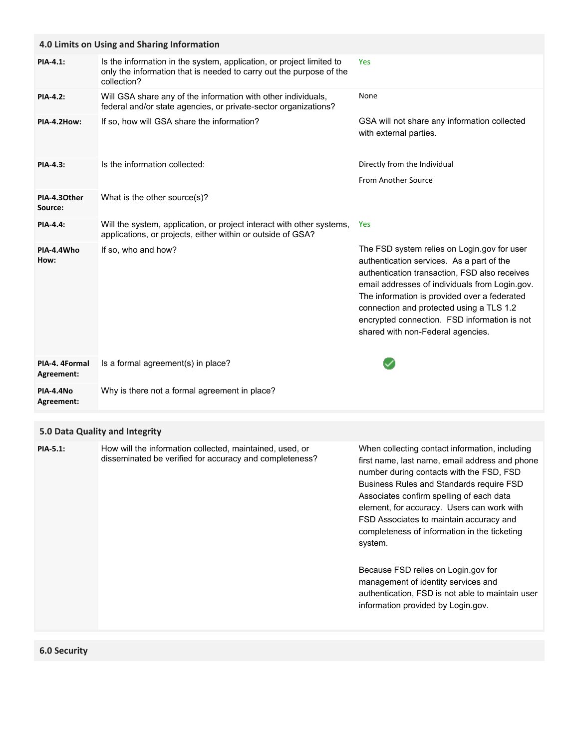## 4.0 Limits on Using and Sharing Information

| | | |
|---|---|---|
| **PIA-4.1:** | Is the information in the system, application, or project limited to only the information that is needed to carry out the purpose of the collection? | Yes |
| **PIA-4.2:** | Will GSA share any of the information with other individuals, federal and/or state agencies, or private-sector organizations? | None |
| **PIA-4.2How:** | If so, how will GSA share the information? | GSA will not share any information collected with external parties. |
| **PIA-4.3:** | Is the information collected: | Directly from the Individual<br>From Another Source |
| **PIA-4.3Other Source:** | What is the other source(s)? | |
| **PIA-4.4:** | Will the system, application, or project interact with other systems, applications, or projects, either within or outside of GSA? | Yes |
| **PIA-4.4Who How:** | If so, who and how? | The FSD system relies on Login.gov for user authentication services. As a part of the authentication transaction, FSD also receives email addresses of individuals from Login.gov. The information is provided over a federated connection and protected using a TLS 1.2 encrypted connection. FSD information is not shared with non-Federal agencies. |
| **PIA-4. 4Formal Agreement:** | Is a formal agreement(s) in place? | ✔ |
| **PIA-4.4No Agreement:** | Why is there not a formal agreement in place? | |

## 5.0 Data Quality and Integrity

| | | |
|---|---|---|
| **PIA-5.1:** | How will the information collected, maintained, used, or disseminated be verified for accuracy and completeness? | When collecting contact information, including first name, last name, email address and phone number during contacts with the FSD, FSD Business Rules and Standards require FSD Associates confirm spelling of each data element, for accuracy. Users can work with FSD Associates to maintain accuracy and completeness of information in the ticketing system.<br><br>Because FSD relies on Login.gov for management of identity services and authentication, FSD is not able to maintain user information provided by Login.gov. |

## 6.0 Security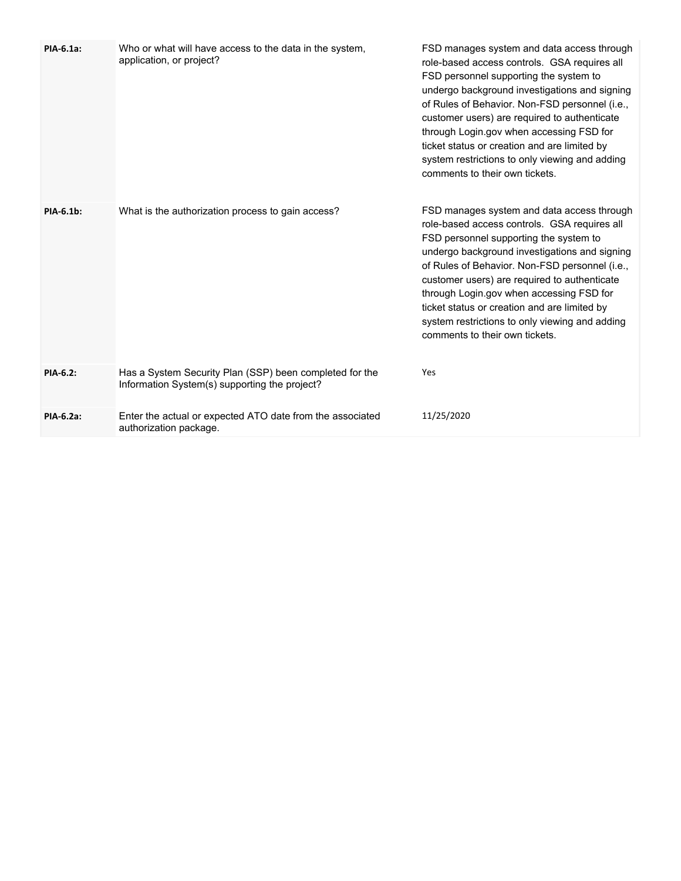| | | |
|---|---|---|
| **PIA-6.1a:** | Who or what will have access to the data in the system, application, or project? | FSD manages system and data access through role-based access controls. GSA requires all FSD personnel supporting the system to undergo background investigations and signing of Rules of Behavior. Non-FSD personnel (i.e., customer users) are required to authenticate through Login.gov when accessing FSD for ticket status or creation and are limited by system restrictions to only viewing and adding comments to their own tickets. |
| **PIA-6.1b:** | What is the authorization process to gain access? | FSD manages system and data access through role-based access controls. GSA requires all FSD personnel supporting the system to undergo background investigations and signing of Rules of Behavior. Non-FSD personnel (i.e., customer users) are required to authenticate through Login.gov when accessing FSD for ticket status or creation and are limited by system restrictions to only viewing and adding comments to their own tickets. |
| **PIA-6.2:** | Has a System Security Plan (SSP) been completed for the Information System(s) supporting the project? | Yes |
| **PIA-6.2a:** | Enter the actual or expected ATO date from the associated authorization package. | 11/25/2020 |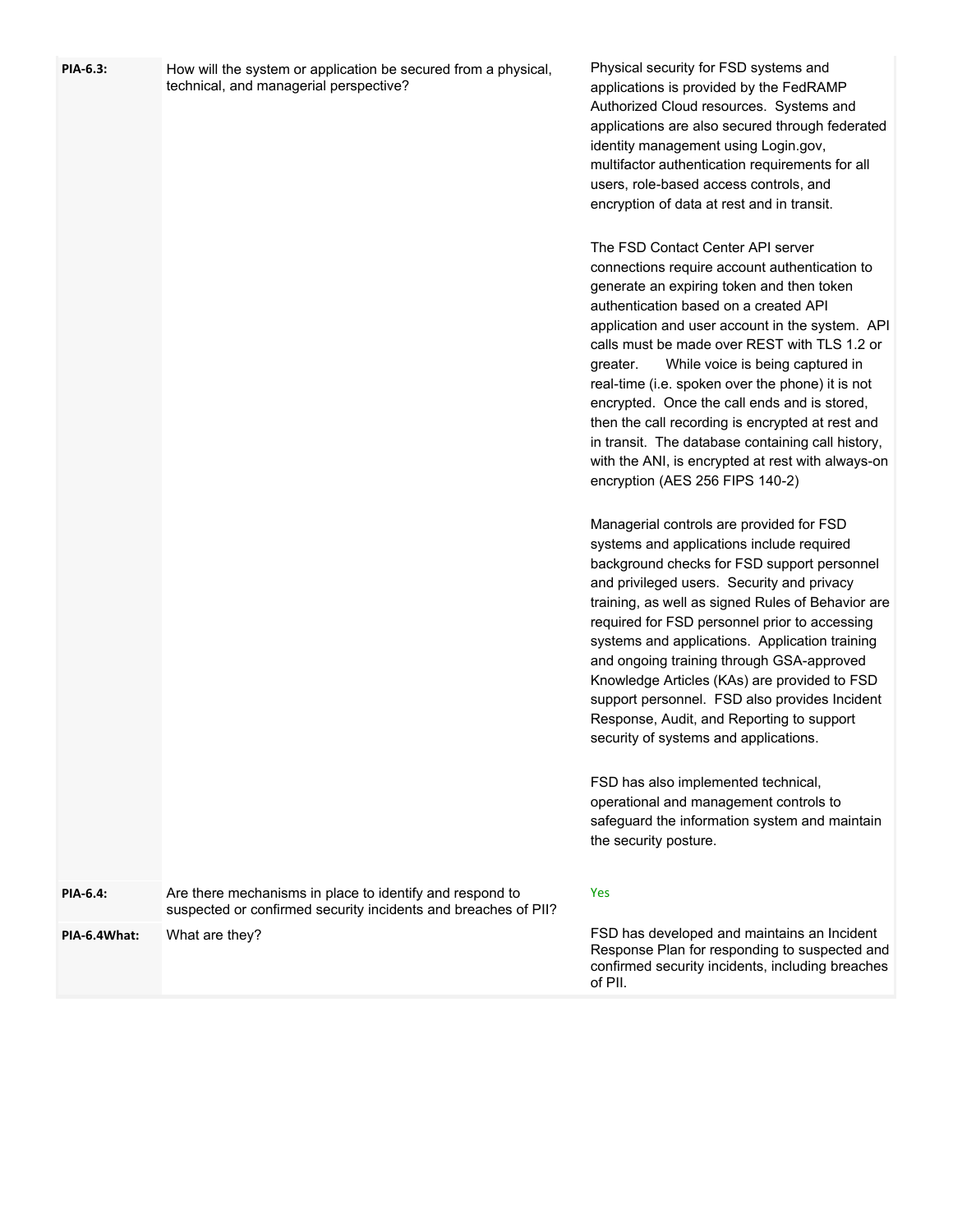| | | |
|---|---|---|
| **PIA-6.3:** | How will the system or application be secured from a physical, technical, and managerial perspective? | Physical security for FSD systems and applications is provided by the FedRAMP Authorized Cloud resources. Systems and applications are also secured through federated identity management using Login.gov, multifactor authentication requirements for all users, role-based access controls, and encryption of data at rest and in transit.<br><br>The FSD Contact Center API server connections require account authentication to generate an expiring token and then token authentication based on a created API application and user account in the system. API calls must be made over REST with TLS 1.2 or greater. While voice is being captured in real-time (i.e. spoken over the phone) it is not encrypted. Once the call ends and is stored, then the call recording is encrypted at rest and in transit. The database containing call history, with the ANI, is encrypted at rest with always-on encryption (AES 256 FIPS 140-2)<br><br>Managerial controls are provided for FSD systems and applications include required background checks for FSD support personnel and privileged users. Security and privacy training, as well as signed Rules of Behavior are required for FSD personnel prior to accessing systems and applications. Application training and ongoing training through GSA-approved Knowledge Articles (KAs) are provided to FSD support personnel. FSD also provides Incident Response, Audit, and Reporting to support security of systems and applications.<br><br>FSD has also implemented technical, operational and management controls to safeguard the information system and maintain the security posture. |
| **PIA-6.4:** | Are there mechanisms in place to identify and respond to suspected or confirmed security incidents and breaches of PII? | Yes |
| **PIA-6.4What:** | What are they? | FSD has developed and maintains an Incident Response Plan for responding to suspected and confirmed security incidents, including breaches of PII. |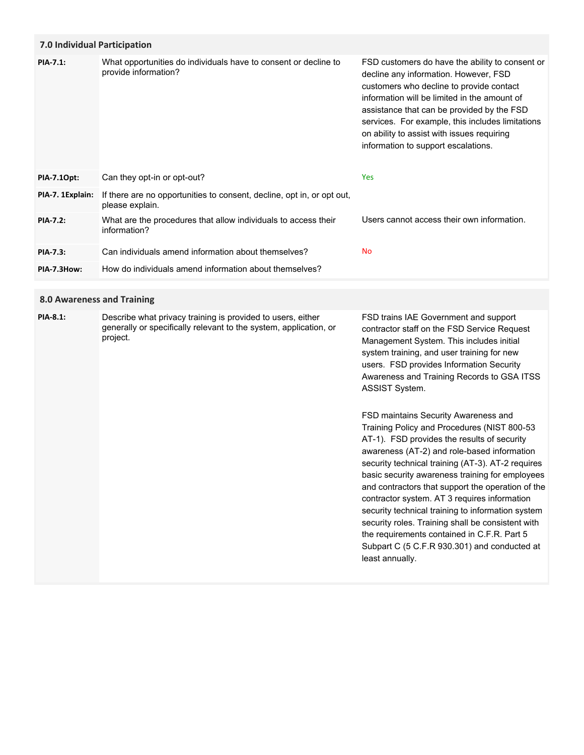## 7.0 Individual Participation

| | | |
|---|---|---|
| **PIA-7.1:** | What opportunities do individuals have to consent or decline to provide information? | FSD customers do have the ability to consent or decline any information. However, FSD customers who decline to provide contact information will be limited in the amount of assistance that can be provided by the FSD services. For example, this includes limitations on ability to assist with issues requiring information to support escalations. |
| **PIA-7.1Opt:** | Can they opt-in or opt-out? | Yes |
| **PIA-7. 1Explain:** | If there are no opportunities to consent, decline, opt in, or opt out, please explain. | |
| **PIA-7.2:** | What are the procedures that allow individuals to access their information? | Users cannot access their own information. |
| **PIA-7.3:** | Can individuals amend information about themselves? | No |
| **PIA-7.3How:** | How do individuals amend information about themselves? | |

## 8.0 Awareness and Training

| | | |
|---|---|---|
| **PIA-8.1:** | Describe what privacy training is provided to users, either generally or specifically relevant to the system, application, or project. | FSD trains IAE Government and support contractor staff on the FSD Service Request Management System. This includes initial system training, and user training for new users. FSD provides Information Security Awareness and Training Records to GSA ITSS ASSIST System.<br><br>FSD maintains Security Awareness and Training Policy and Procedures (NIST 800-53 AT-1). FSD provides the results of security awareness (AT-2) and role-based information security technical training (AT-3). AT-2 requires basic security awareness training for employees and contractors that support the operation of the contractor system. AT 3 requires information security technical training to information system security roles. Training shall be consistent with the requirements contained in C.F.R. Part 5 Subpart C (5 C.F.R 930.301) and conducted at least annually. |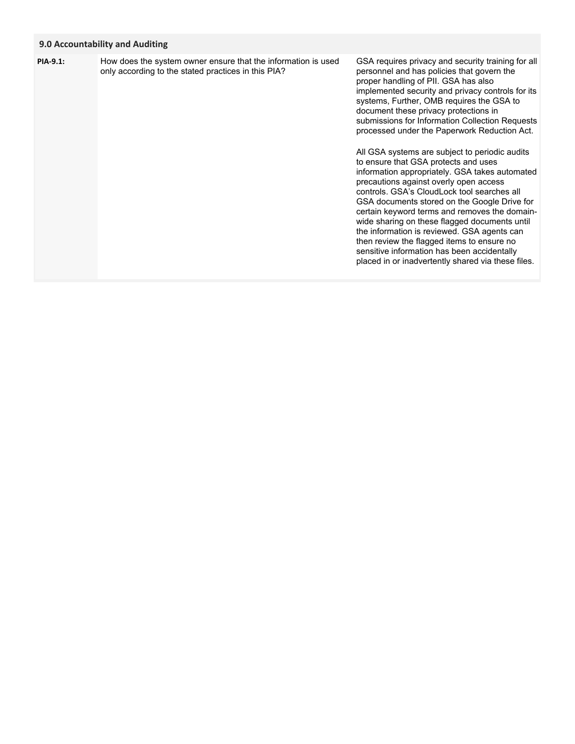## 9.0 Accountability and Auditing

| | | |
|---|---|---|
| **PIA-9.1:** | How does the system owner ensure that the information is used only according to the stated practices in this PIA? | GSA requires privacy and security training for all personnel and has policies that govern the proper handling of PII. GSA has also implemented security and privacy controls for its systems, Further, OMB requires the GSA to document these privacy protections in submissions for Information Collection Requests processed under the Paperwork Reduction Act.<br><br>All GSA systems are subject to periodic audits to ensure that GSA protects and uses information appropriately. GSA takes automated precautions against overly open access controls. GSA's CloudLock tool searches all GSA documents stored on the Google Drive for certain keyword terms and removes the domain-wide sharing on these flagged documents until the information is reviewed. GSA agents can then review the flagged items to ensure no sensitive information has been accidentally placed in or inadvertently shared via these files. |